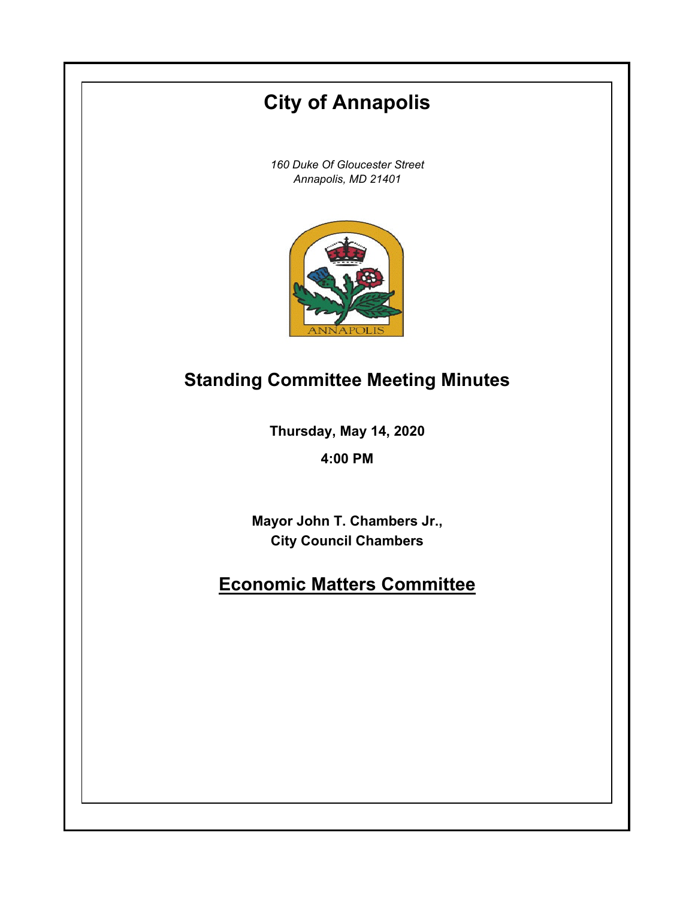# City of Annapolis

*160 Duke Of Gloucester Street*
*Annapolis, MD 21401*

## Standing Committee Meeting Minutes

**Thursday, May 14, 2020**

**4:00 PM**

**Mayor John T. Chambers Jr.,**
**City Council Chambers**

## Economic Matters Committee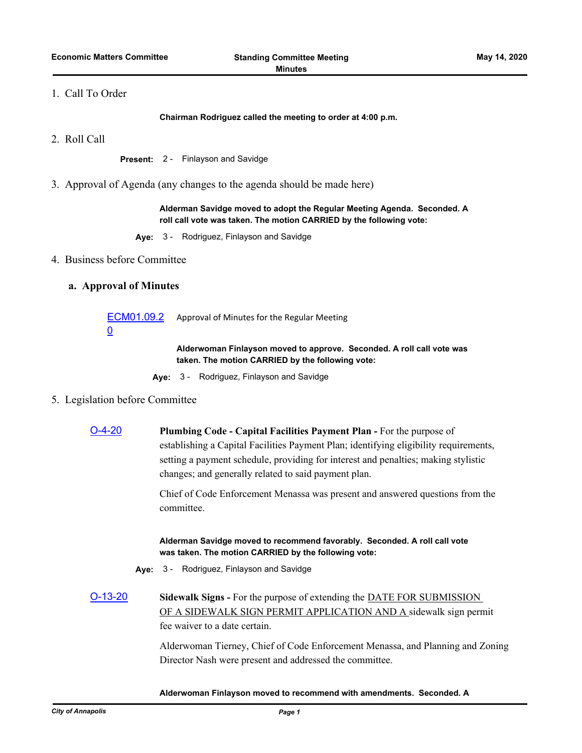1. Call To Order

**Chairman Rodriguez called the meeting to order at 4:00 p.m.**

2. Roll Call

**Present:** 2 - Finlayson and Savidge

3. Approval of Agenda (any changes to the agenda should be made here)

**Alderman Savidge moved to adopt the Regular Meeting Agenda. Seconded. A roll call vote was taken. The motion CARRIED by the following vote:**

**Aye:** 3 - Rodriguez, Finlayson and Savidge

4. Business before Committee

## a. Approval of Minutes

ECM01.09.20 Approval of Minutes for the Regular Meeting

**Alderwoman Finlayson moved to approve. Seconded. A roll call vote was taken. The motion CARRIED by the following vote:**

**Aye:** 3 - Rodriguez, Finlayson and Savidge

5. Legislation before Committee

O-4-20 **Plumbing Code - Capital Facilities Payment Plan -** For the purpose of establishing a Capital Facilities Payment Plan; identifying eligibility requirements, setting a payment schedule, providing for interest and penalties; making stylistic changes; and generally related to said payment plan.

Chief of Code Enforcement Menassa was present and answered questions from the committee.

**Alderman Savidge moved to recommend favorably. Seconded. A roll call vote was taken. The motion CARRIED by the following vote:**

**Aye:** 3 - Rodriguez, Finlayson and Savidge

O-13-20 **Sidewalk Signs -** For the purpose of extending the DATE FOR SUBMISSION OF A SIDEWALK SIGN PERMIT APPLICATION AND A sidewalk sign permit fee waiver to a date certain.

Alderwoman Tierney, Chief of Code Enforcement Menassa, and Planning and Zoning Director Nash were present and addressed the committee.

**Alderwoman Finlayson moved to recommend with amendments. Seconded. A**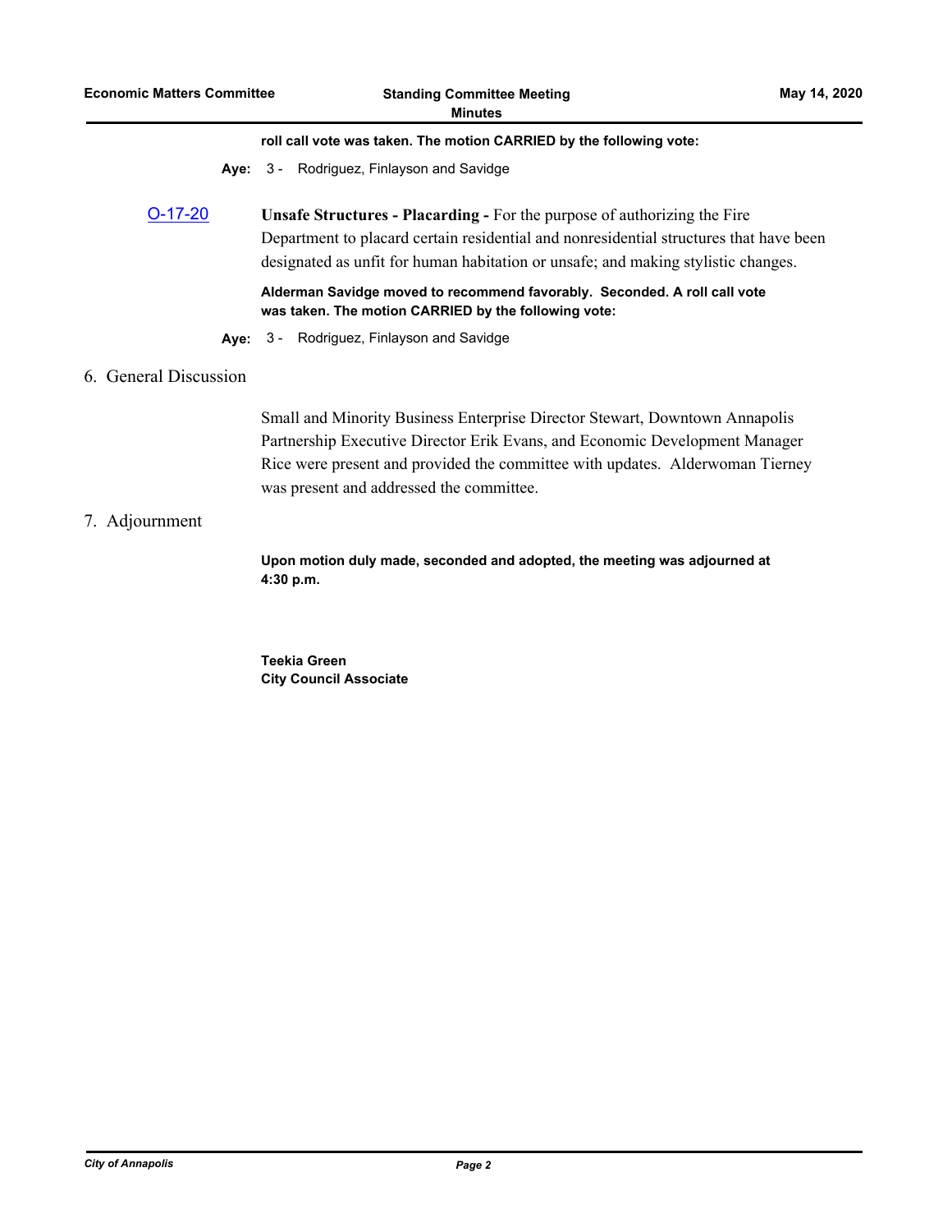**roll call vote was taken. The motion CARRIED by the following vote:**

**Aye:** 3 - Rodriguez, Finlayson and Savidge

O-17-20

**Unsafe Structures - Placarding -** For the purpose of authorizing the Fire Department to placard certain residential and nonresidential structures that have been designated as unfit for human habitation or unsafe; and making stylistic changes.

**Alderman Savidge moved to recommend favorably. Seconded. A roll call vote was taken. The motion CARRIED by the following vote:**

**Aye:** 3 - Rodriguez, Finlayson and Savidge

## 6. General Discussion

Small and Minority Business Enterprise Director Stewart, Downtown Annapolis Partnership Executive Director Erik Evans, and Economic Development Manager Rice were present and provided the committee with updates. Alderwoman Tierney was present and addressed the committee.

## 7. Adjournment

**Upon motion duly made, seconded and adopted, the meeting was adjourned at 4:30 p.m.**

**Teekia Green**
**City Council Associate**